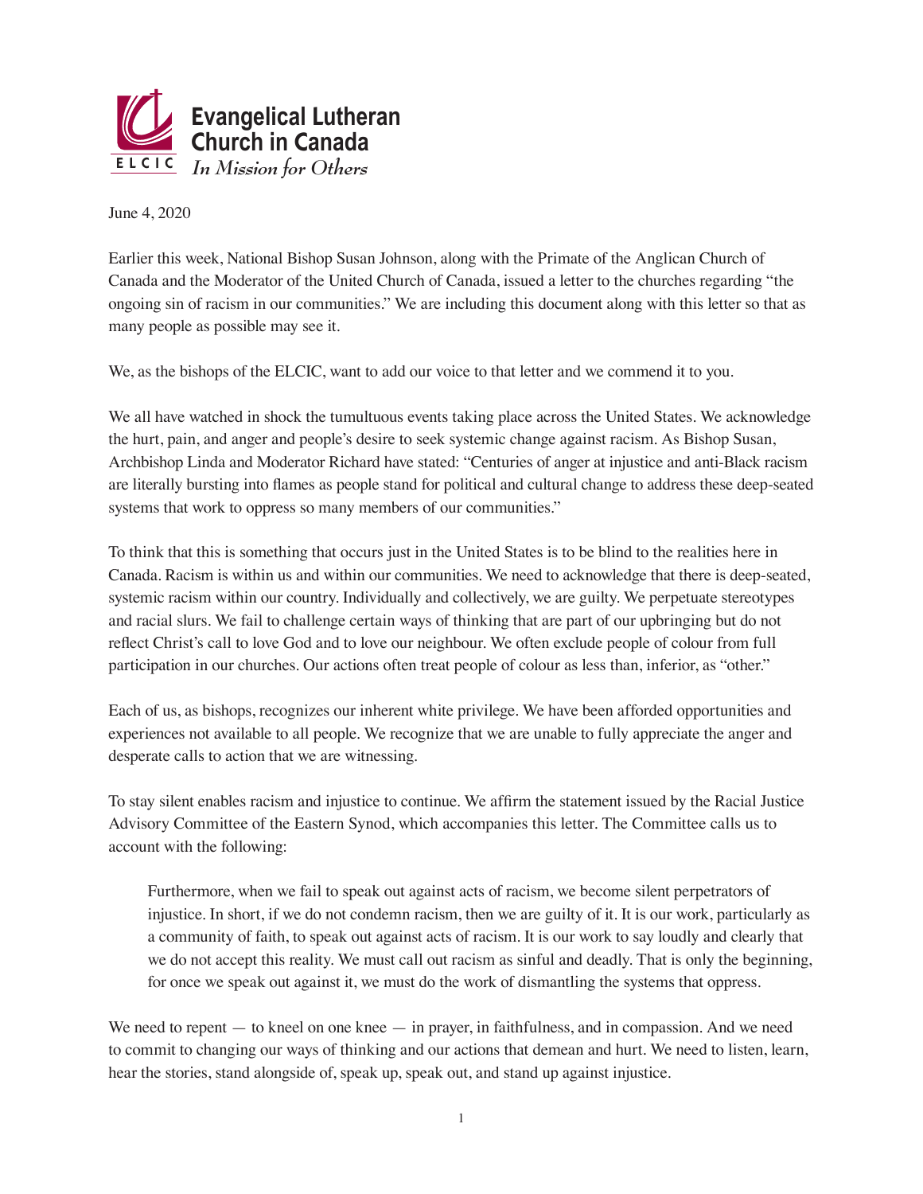**Evangelical Lutheran Church in Canada**

ELCIC *In Mission for Others*

June 4, 2020

Earlier this week, National Bishop Susan Johnson, along with the Primate of the Anglican Church of Canada and the Moderator of the United Church of Canada, issued a letter to the churches regarding "the ongoing sin of racism in our communities." We are including this document along with this letter so that as many people as possible may see it.

We, as the bishops of the ELCIC, want to add our voice to that letter and we commend it to you.

We all have watched in shock the tumultuous events taking place across the United States. We acknowledge the hurt, pain, and anger and people's desire to seek systemic change against racism. As Bishop Susan, Archbishop Linda and Moderator Richard have stated: "Centuries of anger at injustice and anti-Black racism are literally bursting into flames as people stand for political and cultural change to address these deep-seated systems that work to oppress so many members of our communities."

To think that this is something that occurs just in the United States is to be blind to the realities here in Canada. Racism is within us and within our communities. We need to acknowledge that there is deep-seated, systemic racism within our country. Individually and collectively, we are guilty. We perpetuate stereotypes and racial slurs. We fail to challenge certain ways of thinking that are part of our upbringing but do not reflect Christ's call to love God and to love our neighbour. We often exclude people of colour from full participation in our churches. Our actions often treat people of colour as less than, inferior, as "other."

Each of us, as bishops, recognizes our inherent white privilege. We have been afforded opportunities and experiences not available to all people. We recognize that we are unable to fully appreciate the anger and desperate calls to action that we are witnessing.

To stay silent enables racism and injustice to continue. We affirm the statement issued by the Racial Justice Advisory Committee of the Eastern Synod, which accompanies this letter. The Committee calls us to account with the following:

> Furthermore, when we fail to speak out against acts of racism, we become silent perpetrators of injustice. In short, if we do not condemn racism, then we are guilty of it. It is our work, particularly as a community of faith, to speak out against acts of racism. It is our work to say loudly and clearly that we do not accept this reality. We must call out racism as sinful and deadly. That is only the beginning, for once we speak out against it, we must do the work of dismantling the systems that oppress.

We need to repent — to kneel on one knee — in prayer, in faithfulness, and in compassion. And we need to commit to changing our ways of thinking and our actions that demean and hurt. We need to listen, learn, hear the stories, stand alongside of, speak up, speak out, and stand up against injustice.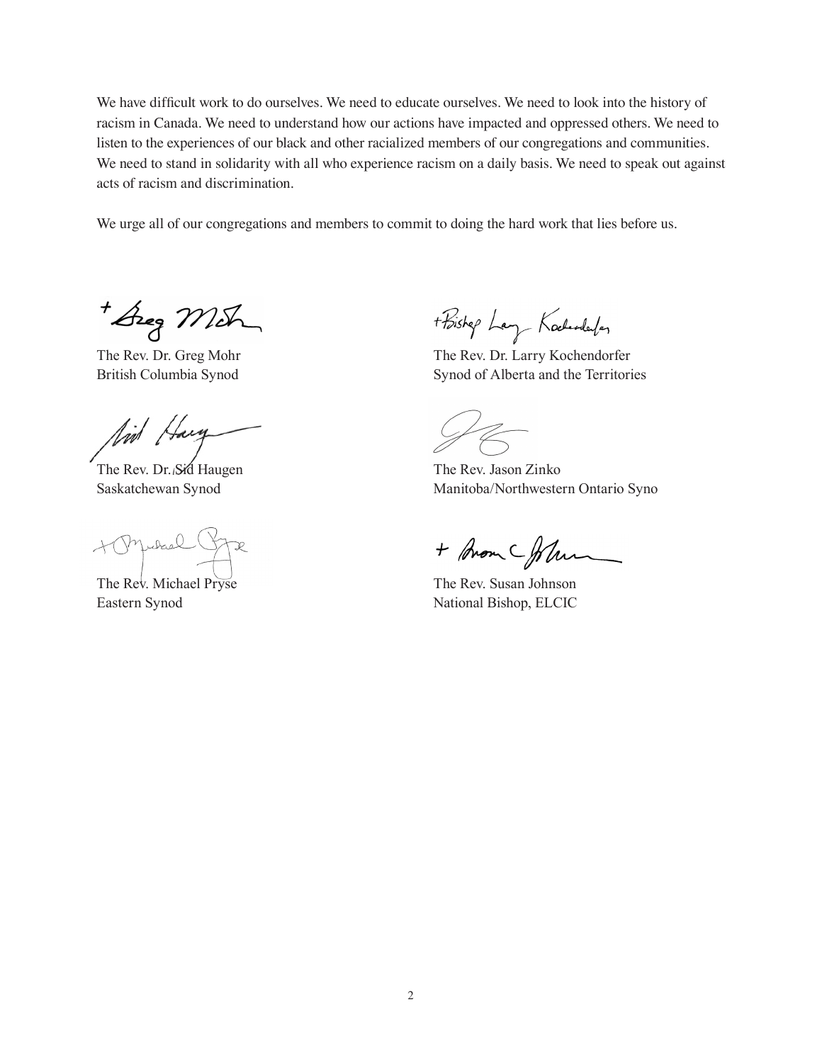We have difficult work to do ourselves. We need to educate ourselves. We need to look into the history of racism in Canada. We need to understand how our actions have impacted and oppressed others. We need to listen to the experiences of our black and other racialized members of our congregations and communities. We need to stand in solidarity with all who experience racism on a daily basis. We need to speak out against acts of racism and discrimination.

We urge all of our congregations and members to commit to doing the hard work that lies before us.

The Rev. Dr. Greg Mohr
British Columbia Synod

The Rev. Dr. Larry Kochendorfer
Synod of Alberta and the Territories

The Rev. Dr. Sid Haugen
Saskatchewan Synod

The Rev. Jason Zinko
Manitoba/Northwestern Ontario Syno

The Rev. Michael Pryse
Eastern Synod

The Rev. Susan Johnson
National Bishop, ELCIC